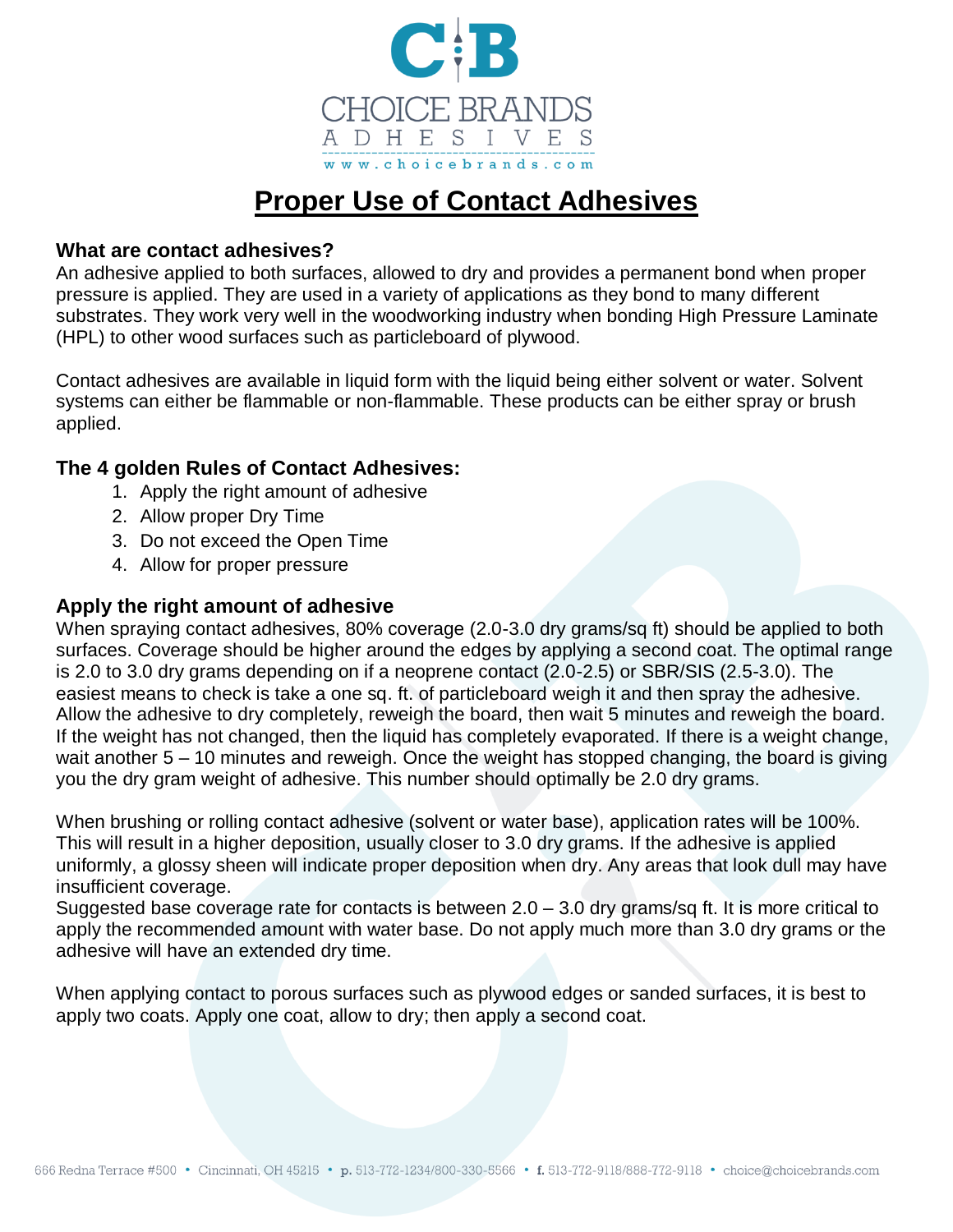# Proper Use of Contact Adhesives

### What are contact adhesives?

An adhesive applied to both surfaces, allowed to dry and provides a permanent bond when proper pressure is applied. They are used in a variety of applications as they bond to many different substrates. They work very well in the woodworking industry when bonding High Pressure Laminate (HPL) to other wood surfaces such as particleboard of plywood.

Contact adhesives are available in liquid form with the liquid being either solvent or water. Solvent systems can either be flammable or non-flammable. These products can be either spray or brush applied.

### The 4 golden Rules of Contact Adhesives:

1. Apply the right amount of adhesive
2. Allow proper Dry Time
3. Do not exceed the Open Time
4. Allow for proper pressure

### Apply the right amount of adhesive

When spraying contact adhesives, 80% coverage (2.0-3.0 dry grams/sq ft) should be applied to both surfaces. Coverage should be higher around the edges by applying a second coat. The optimal range is 2.0 to 3.0 dry grams depending on if a neoprene contact (2.0-2.5) or SBR/SIS (2.5-3.0). The easiest means to check is take a one sq. ft. of particleboard weigh it and then spray the adhesive. Allow the adhesive to dry completely, reweigh the board, then wait 5 minutes and reweigh the board. If the weight has not changed, then the liquid has completely evaporated. If there is a weight change, wait another 5 – 10 minutes and reweigh. Once the weight has stopped changing, the board is giving you the dry gram weight of adhesive. This number should optimally be 2.0 dry grams.

When brushing or rolling contact adhesive (solvent or water base), application rates will be 100%. This will result in a higher deposition, usually closer to 3.0 dry grams. If the adhesive is applied uniformly, a glossy sheen will indicate proper deposition when dry. Any areas that look dull may have insufficient coverage.
Suggested base coverage rate for contacts is between 2.0 – 3.0 dry grams/sq ft. It is more critical to apply the recommended amount with water base. Do not apply much more than 3.0 dry grams or the adhesive will have an extended dry time.

When applying contact to porous surfaces such as plywood edges or sanded surfaces, it is best to apply two coats. Apply one coat, allow to dry; then apply a second coat.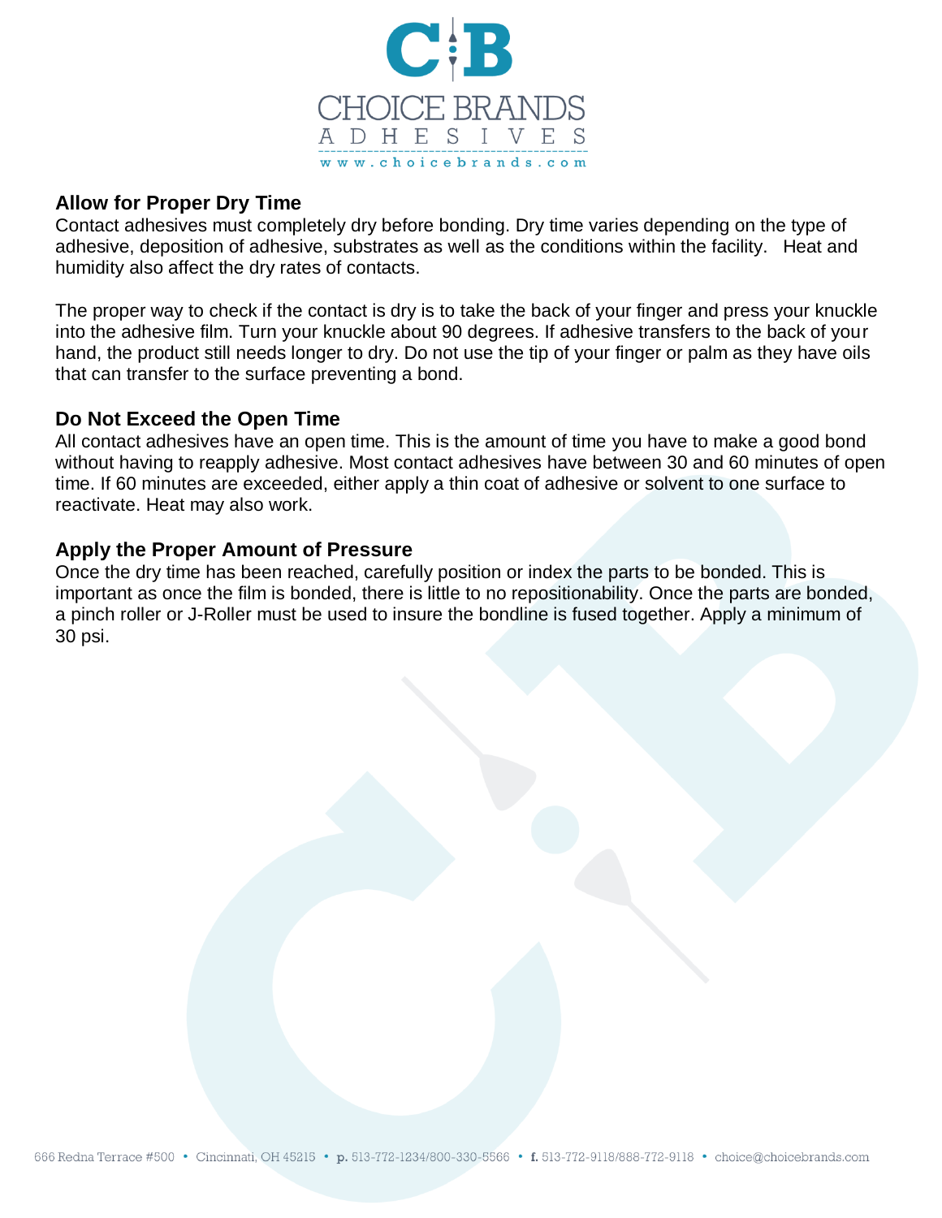### Allow for Proper Dry Time

Contact adhesives must completely dry before bonding. Dry time varies depending on the type of adhesive, deposition of adhesive, substrates as well as the conditions within the facility. Heat and humidity also affect the dry rates of contacts.

The proper way to check if the contact is dry is to take the back of your finger and press your knuckle into the adhesive film. Turn your knuckle about 90 degrees. If adhesive transfers to the back of your hand, the product still needs longer to dry. Do not use the tip of your finger or palm as they have oils that can transfer to the surface preventing a bond.

### Do Not Exceed the Open Time

All contact adhesives have an open time. This is the amount of time you have to make a good bond without having to reapply adhesive. Most contact adhesives have between 30 and 60 minutes of open time. If 60 minutes are exceeded, either apply a thin coat of adhesive or solvent to one surface to reactivate. Heat may also work.

### Apply the Proper Amount of Pressure

Once the dry time has been reached, carefully position or index the parts to be bonded. This is important as once the film is bonded, there is little to no repositionability. Once the parts are bonded, a pinch roller or J-Roller must be used to insure the bondline is fused together. Apply a minimum of 30 psi.